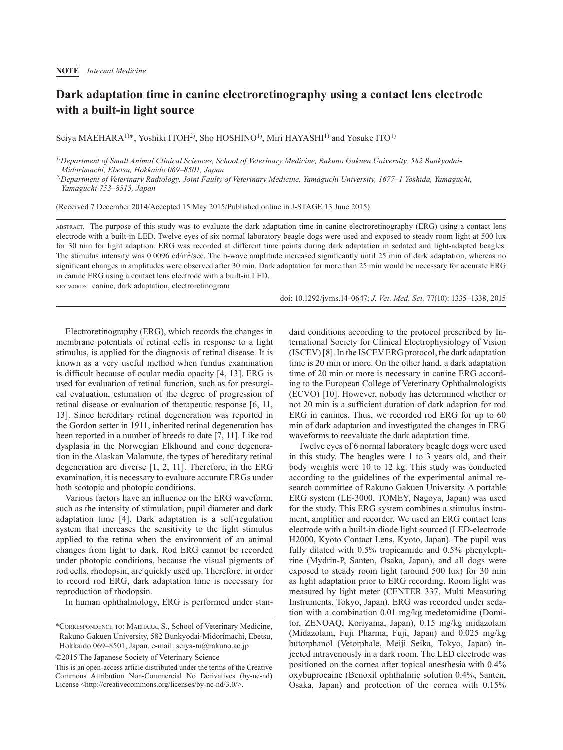**NOTE** *Internal Medicine*

# Dark adaptation time in canine electroretinography using a contact lens electrode with a built-in light source

Seiya MAEHARA[1)]*, Yoshiki ITOH[2)], Sho HOSHINO[1)], Miri HAYASHI[1)] and Yosuke ITO[1)]

[1)]*Department of Small Animal Clinical Sciences, School of Veterinary Medicine, Rakuno Gakuen University, 582 Bunkyodai-Midorimachi, Ebetsu, Hokkaido 069–8501, Japan*

[2)]*Department of Veterinary Radiology, Joint Faulty of Veterinary Medicine, Yamaguchi University, 1677–1 Yoshida, Yamaguchi, Yamaguchi 753–8515, Japan*

(Received 7 December 2014/Accepted 15 May 2015/Published online in J-STAGE 13 June 2015)

ABSTRACT. The purpose of this study was to evaluate the dark adaptation time in canine electroretinography (ERG) using a contact lens electrode with a built-in LED. Twelve eyes of six normal laboratory beagle dogs were used and exposed to steady room light at 500 lux for 30 min for light adaption. ERG was recorded at different time points during dark adaptation in sedated and light-adapted beagles. The stimulus intensity was 0.0096 cd/m$^2$/sec. The b-wave amplitude increased significantly until 25 min of dark adaptation, whereas no significant changes in amplitudes were observed after 30 min. Dark adaptation for more than 25 min would be necessary for accurate ERG in canine ERG using a contact lens electrode with a built-in LED.

KEY WORDS: canine, dark adaptation, electroretinogram

doi: 10.1292/jvms.14-0647; *J. Vet. Med. Sci.* 77(10): 1335–1338, 2015

Electroretinography (ERG), which records the changes in membrane potentials of retinal cells in response to a light stimulus, is applied for the diagnosis of retinal disease. It is known as a very useful method when fundus examination is difficult because of ocular media opacity [4, 13]. ERG is used for evaluation of retinal function, such as for presurgical evaluation, estimation of the degree of progression of retinal disease or evaluation of therapeutic response [6, 11, 13]. Since hereditary retinal degeneration was reported in the Gordon setter in 1911, inherited retinal degeneration has been reported in a number of breeds to date [7, 11]. Like rod dysplasia in the Norwegian Elkhound and cone degeneration in the Alaskan Malamute, the types of hereditary retinal degeneration are diverse [1, 2, 11]. Therefore, in the ERG examination, it is necessary to evaluate accurate ERGs under both scotopic and photopic conditions.

Various factors have an influence on the ERG waveform, such as the intensity of stimulation, pupil diameter and dark adaptation time [4]. Dark adaptation is a self-regulation system that increases the sensitivity to the light stimulus applied to the retina when the environment of an animal changes from light to dark. Rod ERG cannot be recorded under photopic conditions, because the visual pigments of rod cells, rhodopsin, are quickly used up. Therefore, in order to record rod ERG, dark adaptation time is necessary for reproduction of rhodopsin.

In human ophthalmology, ERG is performed under standard conditions according to the protocol prescribed by International Society for Clinical Electrophysiology of Vision (ISCEV) [8]. In the ISCEV ERG protocol, the dark adaptation time is 20 min or more. On the other hand, a dark adaptation time of 20 min or more is necessary in canine ERG according to the European College of Veterinary Ophthalmologists (ECVO) [10]. However, nobody has determined whether or not 20 min is a sufficient duration of dark adaption for rod ERG in canines. Thus, we recorded rod ERG for up to 60 min of dark adaptation and investigated the changes in ERG waveforms to reevaluate the dark adaptation time.

Twelve eyes of 6 normal laboratory beagle dogs were used in this study. The beagles were 1 to 3 years old, and their body weights were 10 to 12 kg. This study was conducted according to the guidelines of the experimental animal research committee of Rakuno Gakuen University. A portable ERG system (LE-3000, TOMEY, Nagoya, Japan) was used for the study. This ERG system combines a stimulus instrument, amplifier and recorder. We used an ERG contact lens electrode with a built-in diode light sourced (LED-electrode H2000, Kyoto Contact Lens, Kyoto, Japan). The pupil was fully dilated with 0.5% tropicamide and 0.5% phenylephrine (Mydrin-P, Santen, Osaka, Japan), and all dogs were exposed to steady room light (around 500 lux) for 30 min as light adaptation prior to ERG recording. Room light was measured by light meter (CENTER 337, Multi Measuring Instruments, Tokyo, Japan). ERG was recorded under sedation with a combination 0.01 mg/kg medetomidine (Domitor, ZENOAQ, Koriyama, Japan), 0.15 mg/kg midazolam (Midazolam, Fuji Pharma, Fuji, Japan) and 0.025 mg/kg butorphanol (Vetorphale, Meiji Seika, Tokyo, Japan) injected intravenously in a dark room. The LED electrode was positioned on the cornea after topical anesthesia with 0.4% oxybuprocaine (Benoxil ophthalmic solution 0.4%, Santen, Osaka, Japan) and protection of the cornea with 0.15%

*CORRESPONDENCE TO: MAEHARA, S., School of Veterinary Medicine, Rakuno Gakuen University, 582 Bunkyodai-Midorimachi, Ebetsu, Hokkaido 069–8501, Japan. e-mail: seiya-m@rakuno.ac.jp

©2015 The Japanese Society of Veterinary Science

This is an open-access article distributed under the terms of the Creative Commons Attribution Non-Commercial No Derivatives (by-nc-nd) License <http://creativecommons.org/licenses/by-nc-nd/3.0/>.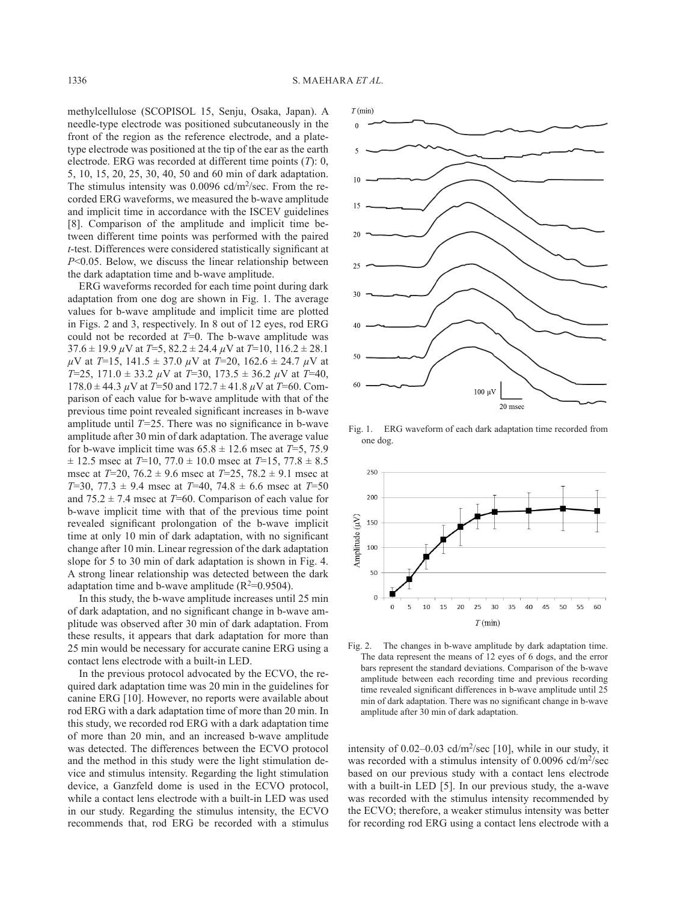methylcellulose (SCOPISOL 15, Senju, Osaka, Japan). A needle-type electrode was positioned subcutaneously in the front of the region as the reference electrode, and a plate-type electrode was positioned at the tip of the ear as the earth electrode. ERG was recorded at different time points (*T*): 0, 5, 10, 15, 20, 25, 30, 40, 50 and 60 min of dark adaptation. The stimulus intensity was 0.0096 cd/m$^2$/sec. From the recorded ERG waveforms, we measured the b-wave amplitude and implicit time in accordance with the ISCEV guidelines [8]. Comparison of the amplitude and implicit time between different time points was performed with the paired *t*-test. Differences were considered statistically significant at $P<0.05$. Below, we discuss the linear relationship between the dark adaptation time and b-wave amplitude.

ERG waveforms recorded for each time point during dark adaptation from one dog are shown in Fig. 1. The average values for b-wave amplitude and implicit time are plotted in Figs. 2 and 3, respectively. In 8 out of 12 eyes, rod ERG could not be recorded at *T*=0. The b-wave amplitude was 37.6 ± 19.9 $\mu$V at *T*=5, 82.2 ± 24.4 $\mu$V at *T*=10, 116.2 ± 28.1 $\mu$V at *T*=15, 141.5 ± 37.0 $\mu$V at *T*=20, 162.6 ± 24.7 $\mu$V at *T*=25, 171.0 ± 33.2 $\mu$V at *T*=30, 173.5 ± 36.2 $\mu$V at *T*=40, 178.0 ± 44.3 $\mu$V at *T*=50 and 172.7 ± 41.8 $\mu$V at *T*=60. Comparison of each value for b-wave amplitude with that of the previous time point revealed significant increases in b-wave amplitude until *T*=25. There was no significance in b-wave amplitude after 30 min of dark adaptation. The average value for b-wave implicit time was 65.8 ± 12.6 msec at *T*=5, 75.9 ± 12.5 msec at *T*=10, 77.0 ± 10.0 msec at *T*=15, 77.8 ± 8.5 msec at *T*=20, 76.2 ± 9.6 msec at *T*=25, 78.2 ± 9.1 msec at *T*=30, 77.3 ± 9.4 msec at *T*=40, 74.8 ± 6.6 msec at *T*=50 and 75.2 ± 7.4 msec at *T*=60. Comparison of each value for b-wave implicit time with that of the previous time point revealed significant prolongation of the b-wave implicit time at only 10 min of dark adaptation, with no significant change after 10 min. Linear regression of the dark adaptation slope for 5 to 30 min of dark adaptation is shown in Fig. 4. A strong linear relationship was detected between the dark adaptation time and b-wave amplitude ($R^2$=0.9504).

In this study, the b-wave amplitude increases until 25 min of dark adaptation, and no significant change in b-wave amplitude was observed after 30 min of dark adaptation. From these results, it appears that dark adaptation for more than 25 min would be necessary for accurate canine ERG using a contact lens electrode with a built-in LED.

In the previous protocol advocated by the ECVO, the required dark adaptation time was 20 min in the guidelines for canine ERG [10]. However, no reports were available about rod ERG with a dark adaptation time of more than 20 min. In this study, we recorded rod ERG with a dark adaptation time of more than 20 min, and an increased b-wave amplitude was detected. The differences between the ECVO protocol and the method in this study were the light stimulation device and stimulus intensity. Regarding the light stimulation device, a Ganzfeld dome is used in the ECVO protocol, while a contact lens electrode with a built-in LED was used in our study. Regarding the stimulus intensity, the ECVO recommends that, rod ERG be recorded with a stimulus intensity of 0.02–0.03 cd/m$^2$/sec [10], while in our study, it was recorded with a stimulus intensity of 0.0096 cd/m$^2$/sec based on our previous study with a contact lens electrode with a built-in LED [5]. In our previous study, the a-wave was recorded with the stimulus intensity recommended by the ECVO; therefore, a weaker stimulus intensity was better for recording rod ERG using a contact lens electrode with a

Fig. 1. ERG waveform of each dark adaptation time recorded from one dog.

Fig. 2. The changes in b-wave amplitude by dark adaptation time. The data represent the means of 12 eyes of 6 dogs, and the error bars represent the standard deviations. Comparison of the b-wave amplitude between each recording time and previous recording time revealed significant differences in b-wave amplitude until 25 min of dark adaptation. There was no significant change in b-wave amplitude after 30 min of dark adaptation.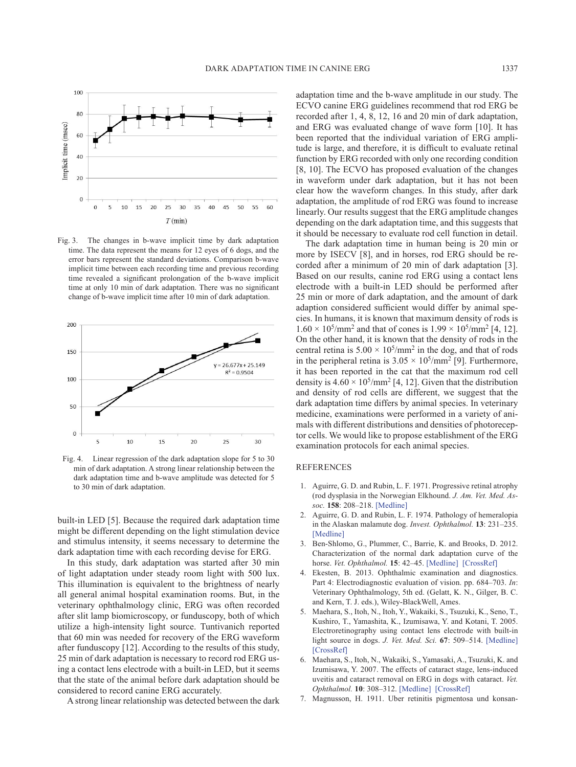Fig. 3. The changes in b-wave implicit time by dark adaptation time. The data represent the means for 12 eyes of 6 dogs, and the error bars represent the standard deviations. Comparison b-wave implicit time between each recording time and previous recording time revealed a significant prolongation of the b-wave implicit time at only 10 min of dark adaptation. There was no significant change of b-wave implicit time after 10 min of dark adaptation.

Fig. 4. Linear regression of the dark adaptation slope for 5 to 30 min of dark adaptation. A strong linear relationship between the dark adaptation time and b-wave amplitude was detected for 5 to 30 min of dark adaptation.

built-in LED [5]. Because the required dark adaptation time might be different depending on the light stimulation device and stimulus intensity, it seems necessary to determine the dark adaptation time with each recording devise for ERG.

In this study, dark adaptation was started after 30 min of light adaptation under steady room light with 500 lux. This illumination is equivalent to the brightness of nearly all general animal hospital examination rooms. But, in the veterinary ophthalmology clinic, ERG was often recorded after slit lamp biomicroscopy, or funduscopy, both of which utilize a high-intensity light source. Tuntivanich reported that 60 min was needed for recovery of the ERG waveform after funduscopy [12]. According to the results of this study, 25 min of dark adaptation is necessary to record rod ERG using a contact lens electrode with a built-in LED, but it seems that the state of the animal before dark adaptation should be considered to record canine ERG accurately.

A strong linear relationship was detected between the dark adaptation time and the b-wave amplitude in our study. The ECVO canine ERG guidelines recommend that rod ERG be recorded after 1, 4, 8, 12, 16 and 20 min of dark adaptation, and ERG was evaluated change of wave form [10]. It has been reported that the individual variation of ERG amplitude is large, and therefore, it is difficult to evaluate retinal function by ERG recorded with only one recording condition [8, 10]. The ECVO has proposed evaluation of the changes in waveform under dark adaptation, but it has not been clear how the waveform changes. In this study, after dark adaptation, the amplitude of rod ERG was found to increase linearly. Our results suggest that the ERG amplitude changes depending on the dark adaptation time, and this suggests that it should be necessary to evaluate rod cell function in detail.

The dark adaptation time in human being is 20 min or more by ISECV [8], and in horses, rod ERG should be recorded after a minimum of 20 min of dark adaptation [3]. Based on our results, canine rod ERG using a contact lens electrode with a built-in LED should be performed after 25 min or more of dark adaptation, and the amount of dark adaption considered sufficient would differ by animal species. In humans, it is known that maximum density of rods is $1.60 \times 10^5$/mm$^2$ and that of cones is $1.99 \times 10^5$/mm$^2$ [4, 12]. On the other hand, it is known that the density of rods in the central retina is $5.00 \times 10^5$/mm$^2$ in the dog, and that of rods in the peripheral retina is $3.05 \times 10^5$/mm$^2$ [9]. Furthermore, it has been reported in the cat that the maximum rod cell density is $4.60 \times 10^5$/mm$^2$ [4, 12]. Given that the distribution and density of rod cells are different, we suggest that the dark adaptation time differs by animal species. In veterinary medicine, examinations were performed in a variety of animals with different distributions and densities of photoreceptor cells. We would like to propose establishment of the ERG examination protocols for each animal species.

## REFERENCES

1. Aguirre, G. D. and Rubin, L. F. 1971. Progressive retinal atrophy (rod dysplasia in the Norwegian Elkhound. *J. Am. Vet. Med. Assoc.* **158**: 208–218. [Medline]
2. Aguirre, G. D. and Rubin, L. F. 1974. Pathology of hemeralopia in the Alaskan malamute dog. *Invest. Ophthalmol.* **13**: 231–235. [Medline]
3. Ben-Shlomo, G., Plummer, C., Barrie, K. and Brooks, D. 2012. Characterization of the normal dark adaptation curve of the horse. *Vet. Ophthalmol.* **15**: 42–45. [Medline] [CrossRef]
4. Ekesten, B. 2013. Ophthalmic examination and diagnostics. Part 4: Electrodiagnostic evaluation of vision. pp. 684–703. *In*: Veterinary Ophthalmology, 5th ed. (Gelatt, K. N., Gilger, B. C. and Kern, T. J. eds.), Wiley-BlackWell, Ames.
5. Maehara, S., Itoh, N., Itoh, Y., Wakaiki, S., Tsuzuki, K., Seno, T., Kushiro, T., Yamashita, K., Izumisawa, Y. and Kotani, T. 2005. Electroretinography using contact lens electrode with built-in light source in dogs. *J. Vet. Med. Sci.* **67**: 509–514. [Medline] [CrossRef]
6. Maehara, S., Itoh, N., Wakaiki, S., Yamasaki, A., Tsuzuki, K. and Izumisawa, Y. 2007. The effects of cataract stage, lens-induced uveitis and cataract removal on ERG in dogs with cataract. *Vet. Ophthalmol.* **10**: 308–312. [Medline] [CrossRef]
7. Magnusson, H. 1911. Uber retinitis pigmentosa und konsan-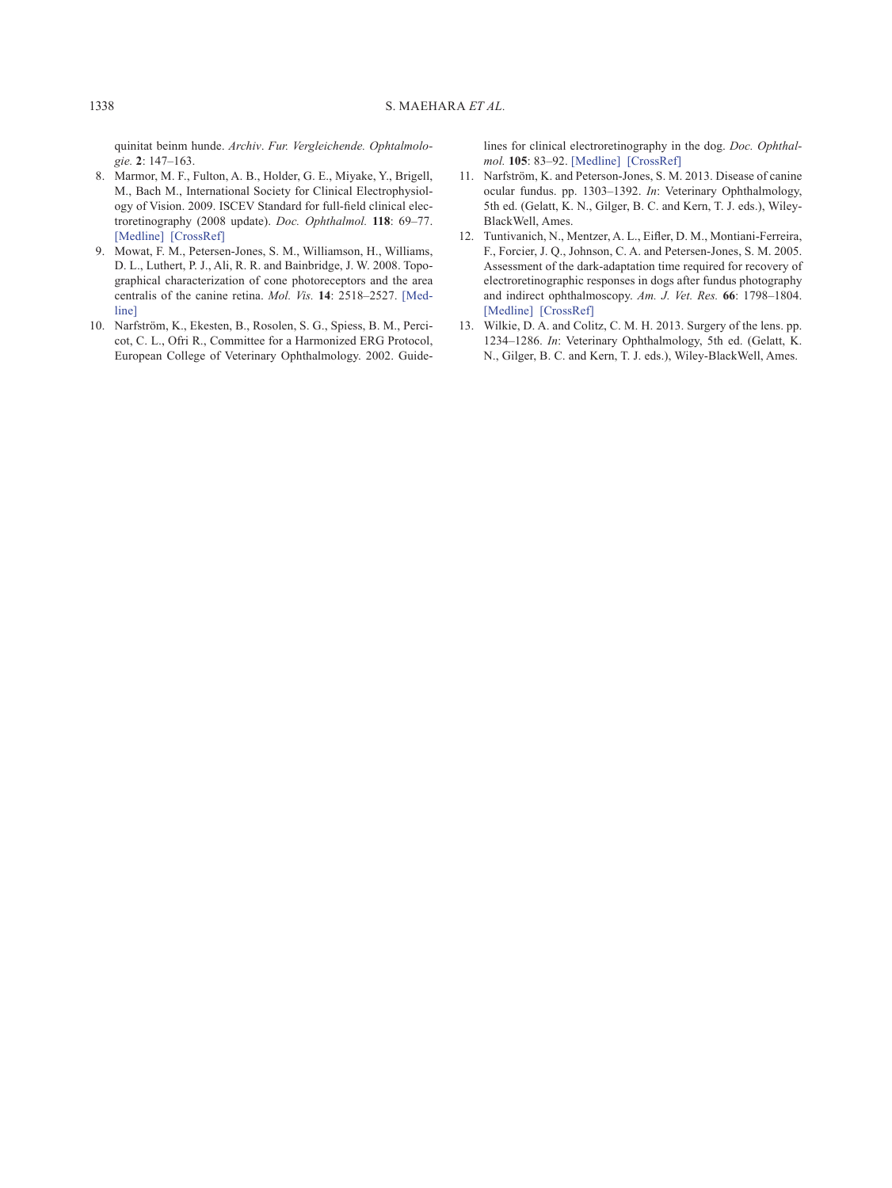quinitat beinm hunde. *Archiv*. *Fur*. *Vergleichende. Ophtalmologie.* **2**: 147–163.

8. Marmor, M. F., Fulton, A. B., Holder, G. E., Miyake, Y., Brigell, M., Bach M., International Society for Clinical Electrophysiology of Vision. 2009. ISCEV Standard for full-field clinical electroretinography (2008 update). *Doc. Ophthalmol.* **118**: 69–77. [Medline] [CrossRef]
9. Mowat, F. M., Petersen-Jones, S. M., Williamson, H., Williams, D. L., Luthert, P. J., Ali, R. R. and Bainbridge, J. W. 2008. Topographical characterization of cone photoreceptors and the area centralis of the canine retina. *Mol. Vis.* **14**: 2518–2527. [Medline]
10. Narfström, K., Ekesten, B., Rosolen, S. G., Spiess, B. M., Percicot, C. L., Ofri R., Committee for a Harmonized ERG Protocol, European College of Veterinary Ophthalmology. 2002. Guidelines for clinical electroretinography in the dog. *Doc. Ophthalmol.* **105**: 83–92. [Medline] [CrossRef]
11. Narfström, K. and Peterson-Jones, S. M. 2013. Disease of canine ocular fundus. pp. 1303–1392. *In*: Veterinary Ophthalmology, 5th ed. (Gelatt, K. N., Gilger, B. C. and Kern, T. J. eds.), Wiley-BlackWell, Ames.
12. Tuntivanich, N., Mentzer, A. L., Eifler, D. M., Montiani-Ferreira, F., Forcier, J. Q., Johnson, C. A. and Petersen-Jones, S. M. 2005. Assessment of the dark-adaptation time required for recovery of electroretinographic responses in dogs after fundus photography and indirect ophthalmoscopy. *Am. J. Vet. Res.* **66**: 1798–1804. [Medline] [CrossRef]
13. Wilkie, D. A. and Colitz, C. M. H. 2013. Surgery of the lens. pp. 1234–1286. *In*: Veterinary Ophthalmology, 5th ed. (Gelatt, K. N., Gilger, B. C. and Kern, T. J. eds.), Wiley-BlackWell, Ames.